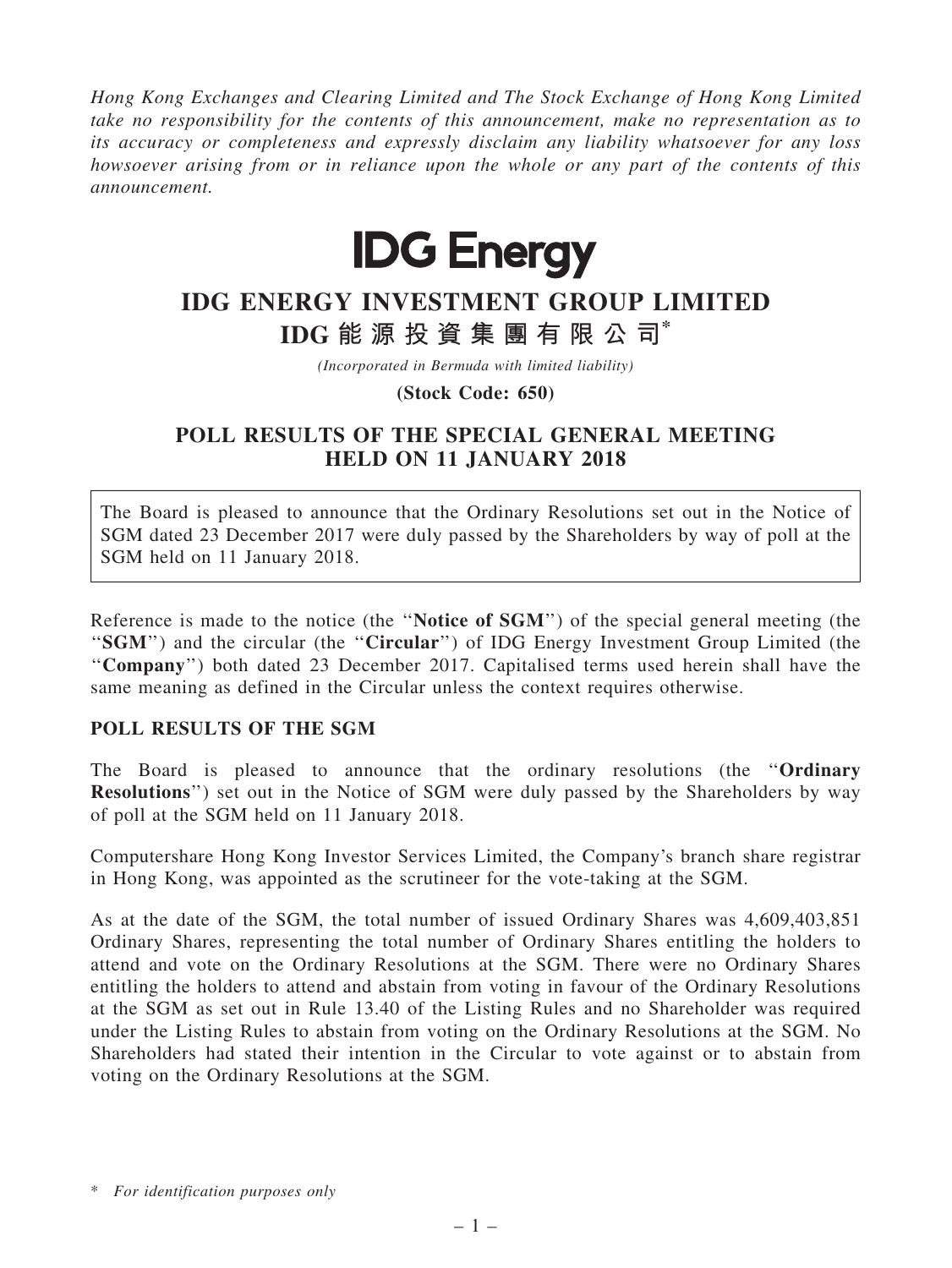*Hong Kong Exchanges and Clearing Limited and The Stock Exchange of Hong Kong Limited take no responsibility for the contents of this announcement, make no representation as to its accuracy or completeness and expressly disclaim any liability whatsoever for any loss howsoever arising from or in reliance upon the whole or any part of the contents of this announcement.*

**IDG Energy**

# IDG ENERGY INVESTMENT GROUP LIMITED
# IDG 能源投資集團有限公司*

*(Incorporated in Bermuda with limited liability)*

**(Stock Code: 650)**

## POLL RESULTS OF THE SPECIAL GENERAL MEETING HELD ON 11 JANUARY 2018

The Board is pleased to announce that the Ordinary Resolutions set out in the Notice of SGM dated 23 December 2017 were duly passed by the Shareholders by way of poll at the SGM held on 11 January 2018.

Reference is made to the notice (the "**Notice of SGM**") of the special general meeting (the "**SGM**") and the circular (the "**Circular**") of IDG Energy Investment Group Limited (the "**Company**") both dated 23 December 2017. Capitalised terms used herein shall have the same meaning as defined in the Circular unless the context requires otherwise.

### POLL RESULTS OF THE SGM

The Board is pleased to announce that the ordinary resolutions (the "**Ordinary Resolutions**") set out in the Notice of SGM were duly passed by the Shareholders by way of poll at the SGM held on 11 January 2018.

Computershare Hong Kong Investor Services Limited, the Company's branch share registrar in Hong Kong, was appointed as the scrutineer for the vote-taking at the SGM.

As at the date of the SGM, the total number of issued Ordinary Shares was 4,609,403,851 Ordinary Shares, representing the total number of Ordinary Shares entitling the holders to attend and vote on the Ordinary Resolutions at the SGM. There were no Ordinary Shares entitling the holders to attend and abstain from voting in favour of the Ordinary Resolutions at the SGM as set out in Rule 13.40 of the Listing Rules and no Shareholder was required under the Listing Rules to abstain from voting on the Ordinary Resolutions at the SGM. No Shareholders had stated their intention in the Circular to vote against or to abstain from voting on the Ordinary Resolutions at the SGM.

\* *For identification purposes only*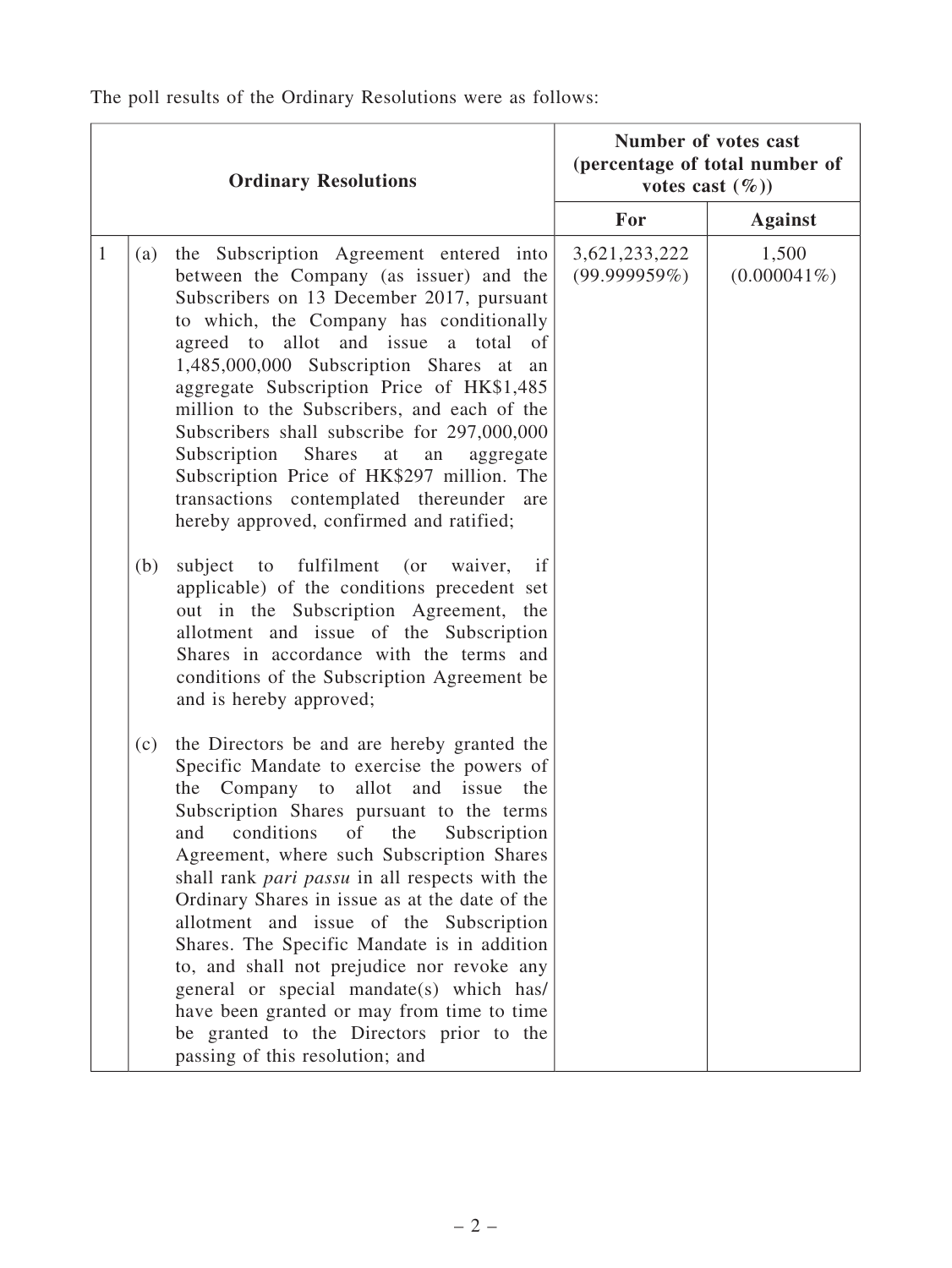The poll results of the Ordinary Resolutions were as follows:

| Ordinary Resolutions | | | Number of votes cast (percentage of total number of votes cast (%)) | |
|---|---|---|---|---|
| | | | For | Against |
| 1 | (a) | the Subscription Agreement entered into between the Company (as issuer) and the Subscribers on 13 December 2017, pursuant to which, the Company has conditionally agreed to allot and issue a total of 1,485,000,000 Subscription Shares at an aggregate Subscription Price of HK$1,485 million to the Subscribers, and each of the Subscribers shall subscribe for 297,000,000 Subscription Shares at an aggregate Subscription Price of HK$297 million. The transactions contemplated thereunder are hereby approved, confirmed and ratified; | 3,621,233,222 (99.999959%) | 1,500 (0.000041%) |
| | (b) | subject to fulfilment (or waiver, if applicable) of the conditions precedent set out in the Subscription Agreement, the allotment and issue of the Subscription Shares in accordance with the terms and conditions of the Subscription Agreement be and is hereby approved; | | |
| | (c) | the Directors be and are hereby granted the Specific Mandate to exercise the powers of the Company to allot and issue the Subscription Shares pursuant to the terms and conditions of the Subscription Agreement, where such Subscription Shares shall rank *pari passu* in all respects with the Ordinary Shares in issue as at the date of the allotment and issue of the Subscription Shares. The Specific Mandate is in addition to, and shall not prejudice nor revoke any general or special mandate(s) which has/have been granted or may from time to time be granted to the Directors prior to the passing of this resolution; and | | |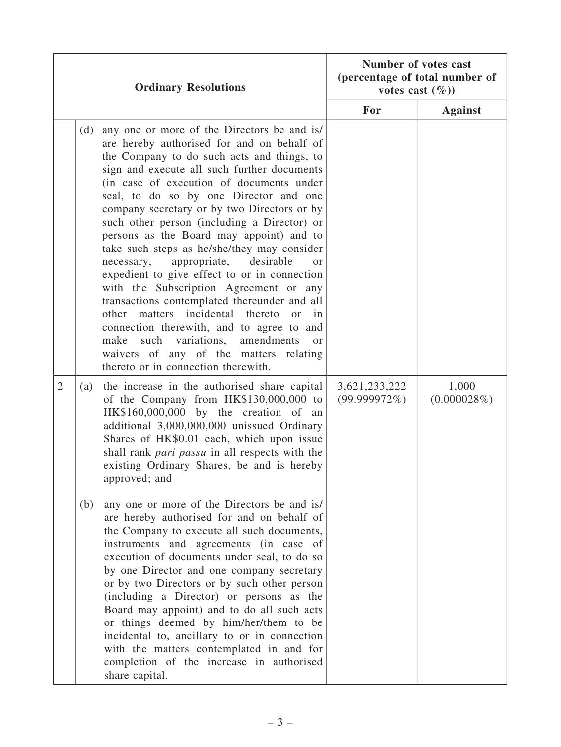| Ordinary Resolutions | | Number of votes cast (percentage of total number of votes cast (%)) | |
|---|---|---|---|
| | | For | Against |
| | (d) any one or more of the Directors be and is/are hereby authorised for and on behalf of the Company to do such acts and things, to sign and execute all such further documents (in case of execution of documents under seal, to do so by one Director and one company secretary or by two Directors or by such other person (including a Director) or persons as the Board may appoint) and to take such steps as he/she/they may consider necessary, appropriate, desirable or expedient to give effect to or in connection with the Subscription Agreement or any transactions contemplated thereunder and all other matters incidental thereto or in connection therewith, and to agree to and make such variations, amendments or waivers of any of the matters relating thereto or in connection therewith. | | |
| 2 | (a) the increase in the authorised share capital of the Company from HK$130,000,000 to HK$160,000,000 by the creation of an additional 3,000,000,000 unissued Ordinary Shares of HK$0.01 each, which upon issue shall rank *pari passu* in all respects with the existing Ordinary Shares, be and is hereby approved; and<br><br>(b) any one or more of the Directors be and is/are hereby authorised for and on behalf of the Company to execute all such documents, instruments and agreements (in case of execution of documents under seal, to do so by one Director and one company secretary or by two Directors or by such other person (including a Director) or persons as the Board may appoint) and to do all such acts or things deemed by him/her/them to be incidental to, ancillary to or in connection with the matters contemplated in and for completion of the increase in authorised share capital. | 3,621,233,222 (99.999972%) | 1,000 (0.000028%) |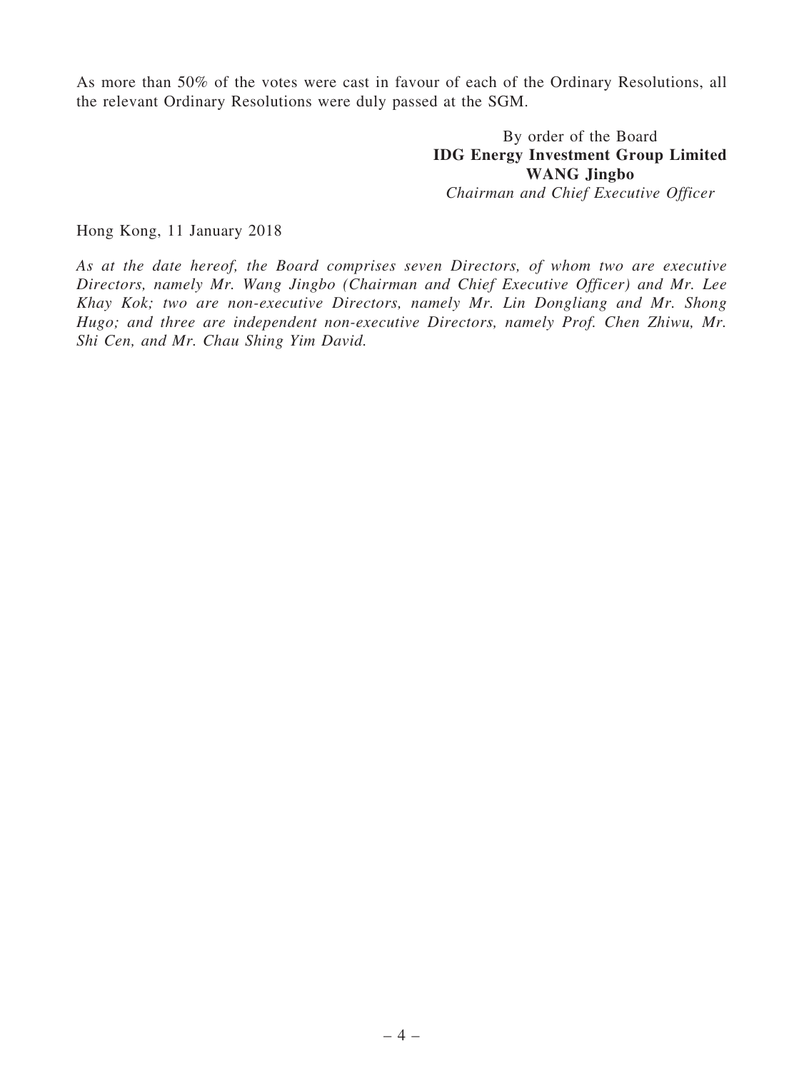As more than 50% of the votes were cast in favour of each of the Ordinary Resolutions, all the relevant Ordinary Resolutions were duly passed at the SGM.

By order of the Board
**IDG Energy Investment Group Limited**
**WANG Jingbo**
*Chairman and Chief Executive Officer*

Hong Kong, 11 January 2018

*As at the date hereof, the Board comprises seven Directors, of whom two are executive Directors, namely Mr. Wang Jingbo (Chairman and Chief Executive Officer) and Mr. Lee Khay Kok; two are non-executive Directors, namely Mr. Lin Dongliang and Mr. Shong Hugo; and three are independent non-executive Directors, namely Prof. Chen Zhiwu, Mr. Shi Cen, and Mr. Chau Shing Yim David.*